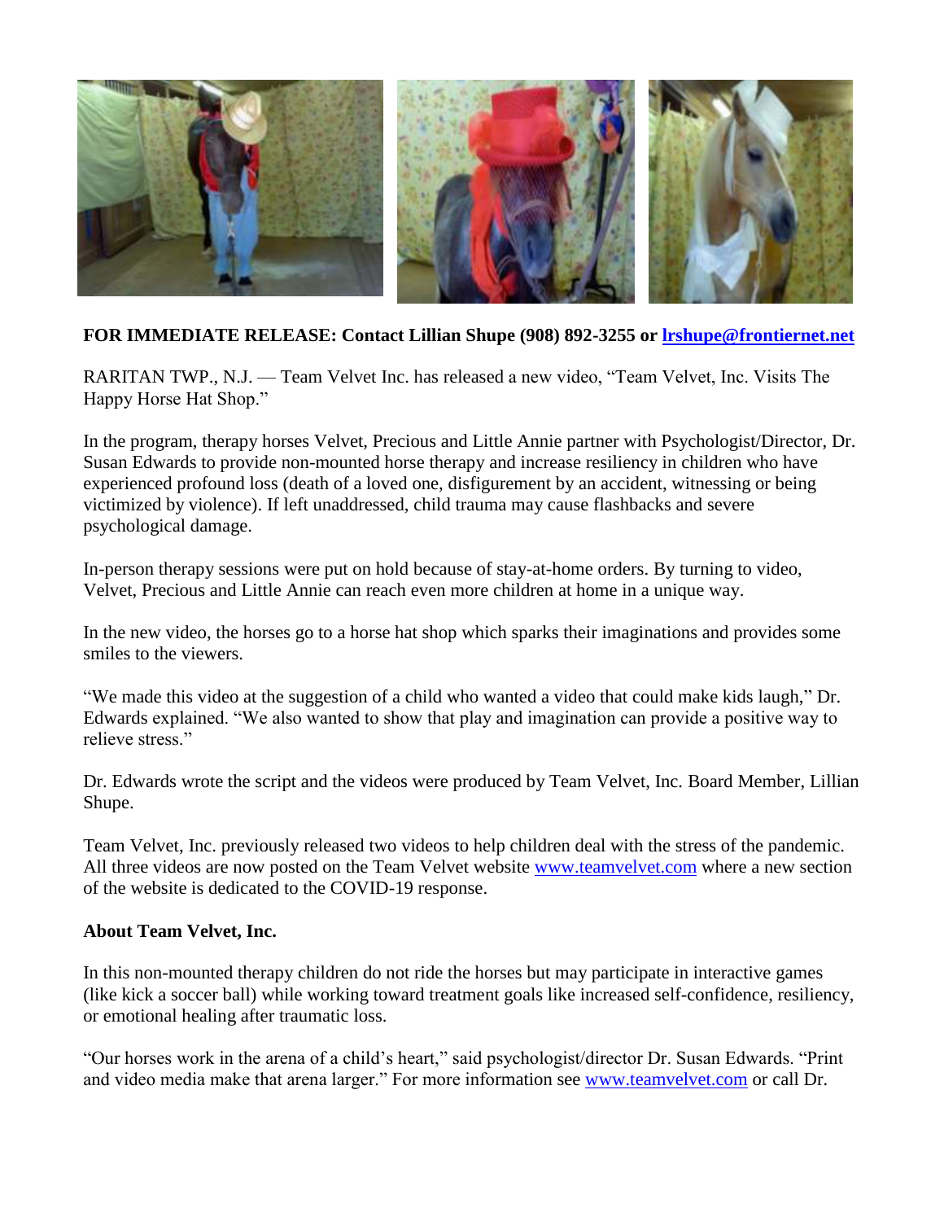**FOR IMMEDIATE RELEASE: Contact Lillian Shupe (908) 892-3255 or [lrshupe@frontiernet.net](mailto:lrshupe@frontiernet.net)**

RARITAN TWP., N.J. — Team Velvet Inc. has released a new video, "Team Velvet, Inc. Visits The Happy Horse Hat Shop."

In the program, therapy horses Velvet, Precious and Little Annie partner with Psychologist/Director, Dr. Susan Edwards to provide non-mounted horse therapy and increase resiliency in children who have experienced profound loss (death of a loved one, disfigurement by an accident, witnessing or being victimized by violence). If left unaddressed, child trauma may cause flashbacks and severe psychological damage.

In-person therapy sessions were put on hold because of stay-at-home orders. By turning to video, Velvet, Precious and Little Annie can reach even more children at home in a unique way.

In the new video, the horses go to a horse hat shop which sparks their imaginations and provides some smiles to the viewers.

"We made this video at the suggestion of a child who wanted a video that could make kids laugh," Dr. Edwards explained. "We also wanted to show that play and imagination can provide a positive way to relieve stress."

Dr. Edwards wrote the script and the videos were produced by Team Velvet, Inc. Board Member, Lillian Shupe.

Team Velvet, Inc. previously released two videos to help children deal with the stress of the pandemic. All three videos are now posted on the Team Velvet website [www.teamvelvet.com](http://www.teamvelvet.com) where a new section of the website is dedicated to the COVID-19 response.

**About Team Velvet, Inc.**

In this non-mounted therapy children do not ride the horses but may participate in interactive games (like kick a soccer ball) while working toward treatment goals like increased self-confidence, resiliency, or emotional healing after traumatic loss.

"Our horses work in the arena of a child's heart," said psychologist/director Dr. Susan Edwards. "Print and video media make that arena larger." For more information see [www.teamvelvet.com](http://www.teamvelvet.com) or call Dr.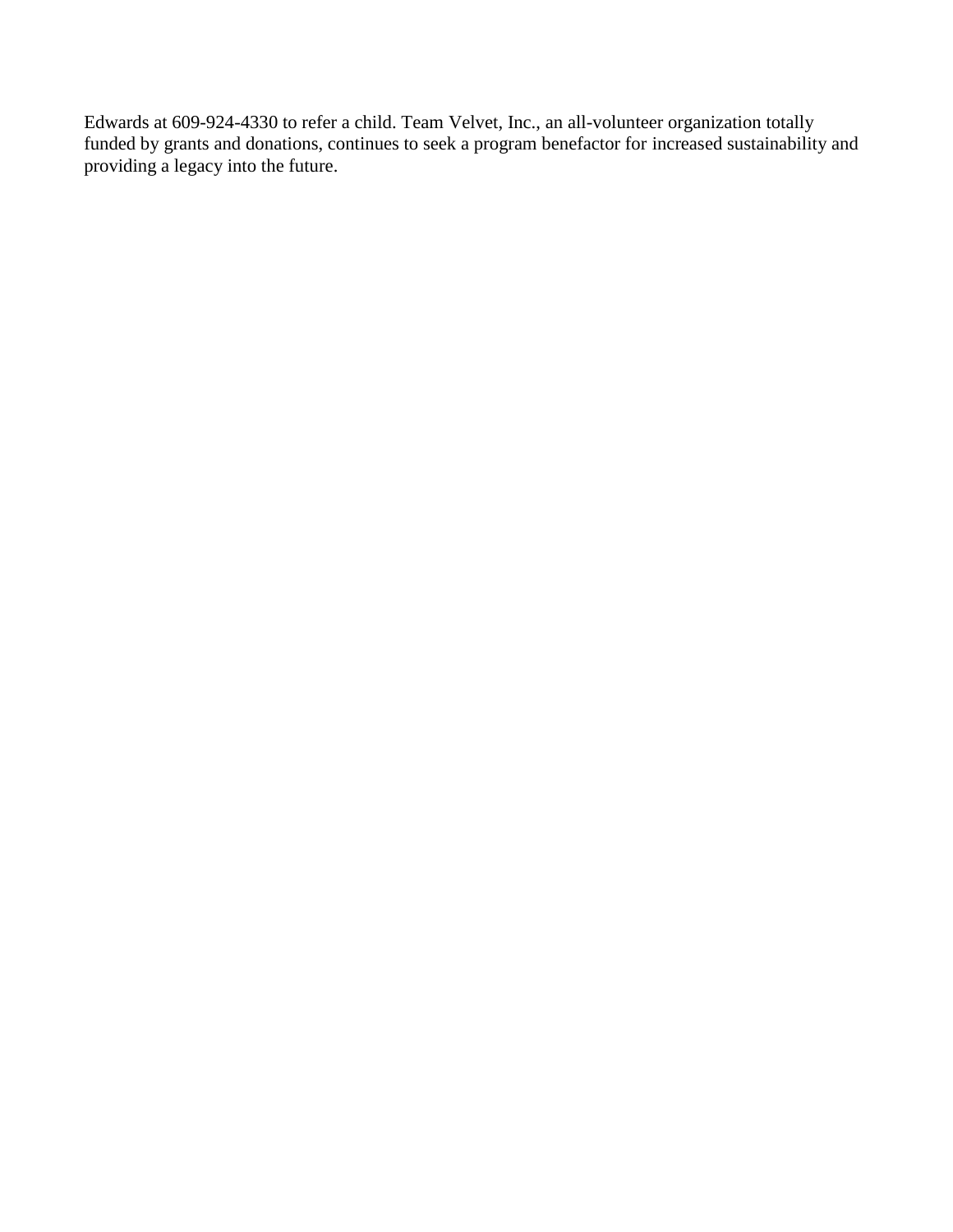Edwards at 609-924-4330 to refer a child. Team Velvet, Inc., an all-volunteer organization totally funded by grants and donations, continues to seek a program benefactor for increased sustainability and providing a legacy into the future.